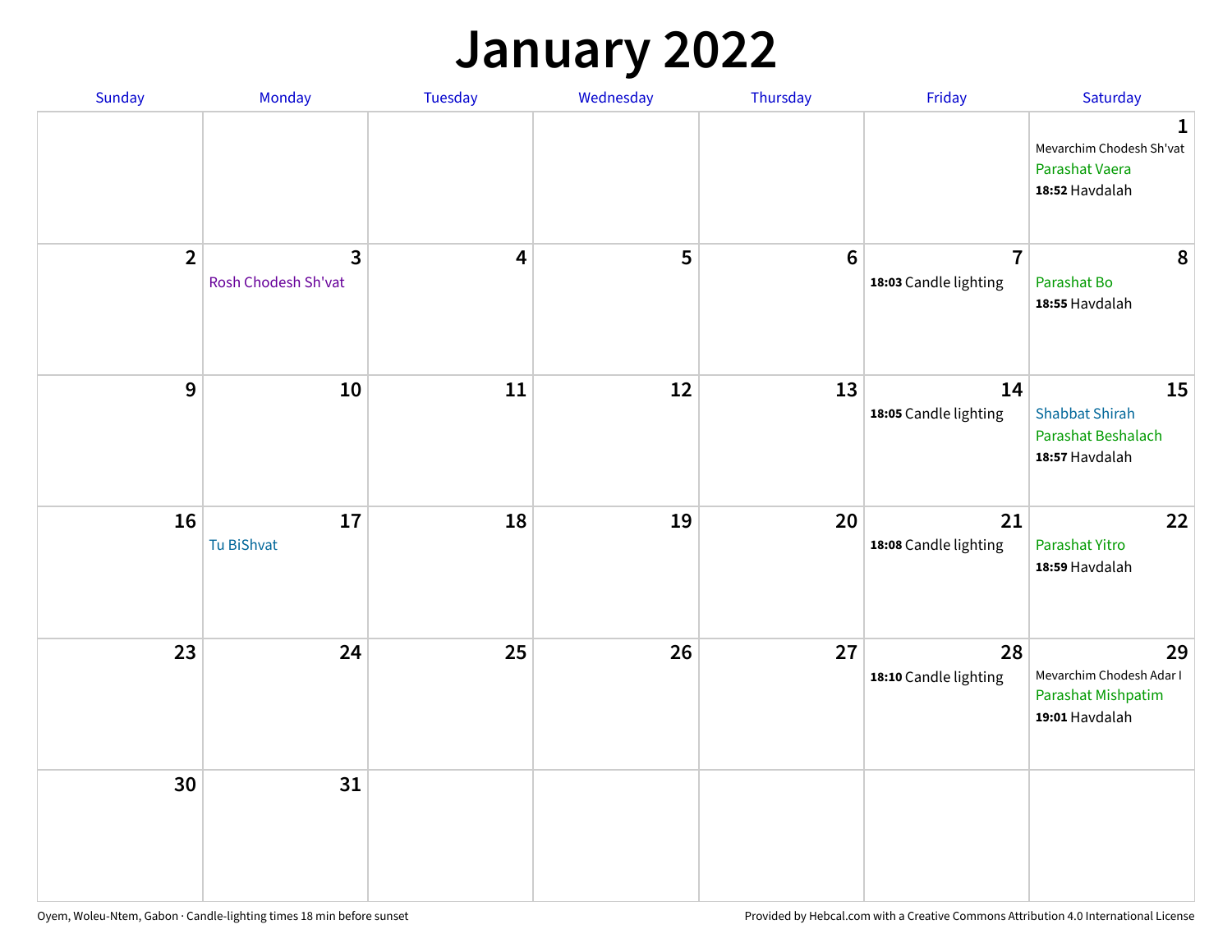# January 2022

| Sunday | Monday | Tuesday | Wednesday | Thursday | Friday | Saturday |
|---|---|---|---|---|---|---|
| | | | | | | 1<br>Mevarchim Chodesh Sh'vat<br>Parashat Vaera<br>**18:52** Havdalah |
| 2 | 3<br>Rosh Chodesh Sh'vat | 4 | 5 | 6 | 7<br>**18:03** Candle lighting | 8<br>Parashat Bo<br>**18:55** Havdalah |
| 9 | 10 | 11 | 12 | 13 | 14<br>**18:05** Candle lighting | 15<br>Shabbat Shirah<br>Parashat Beshalach<br>**18:57** Havdalah |
| 16 | 17<br>Tu BiShvat | 18 | 19 | 20 | 21<br>**18:08** Candle lighting | 22<br>Parashat Yitro<br>**18:59** Havdalah |
| 23 | 24 | 25 | 26 | 27 | 28<br>**18:10** Candle lighting | 29<br>Mevarchim Chodesh Adar I<br>Parashat Mishpatim<br>**19:01** Havdalah |
| 30 | 31 | | | | | |

Oyem, Woleu-Ntem, Gabon · Candle-lighting times 18 min before sunset

Provided by Hebcal.com with a Creative Commons Attribution 4.0 International License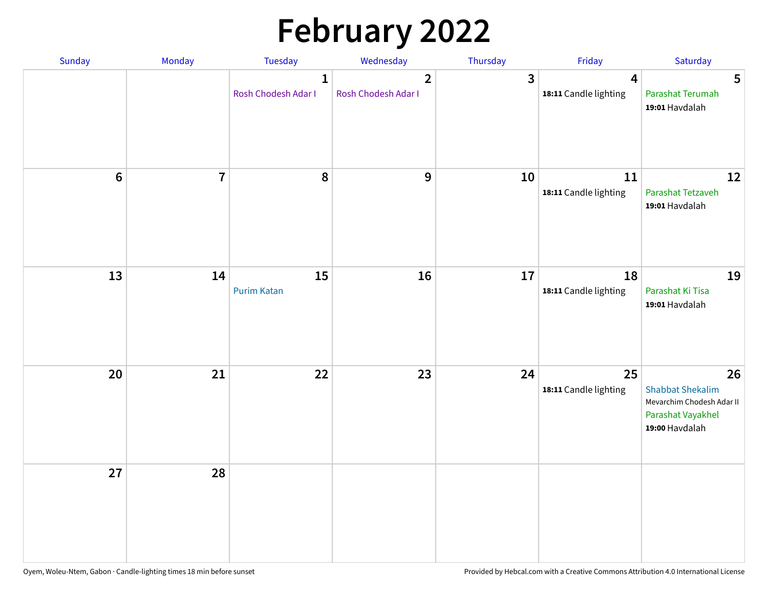# February 2022

| Sunday | Monday | Tuesday | Wednesday | Thursday | Friday | Saturday |
|---|---|---|---|---|---|---|
| | | 1 Rosh Chodesh Adar I | 2 Rosh Chodesh Adar I | 3 | 4 **18:11** Candle lighting | 5 Parashat Terumah **19:01** Havdalah |
| 6 | 7 | 8 | 9 | 10 | 11 **18:11** Candle lighting | 12 Parashat Tetzaveh **19:01** Havdalah |
| 13 | 14 | 15 Purim Katan | 16 | 17 | 18 **18:11** Candle lighting | 19 Parashat Ki Tisa **19:01** Havdalah |
| 20 | 21 | 22 | 23 | 24 | 25 **18:11** Candle lighting | 26 Shabbat Shekalim Mevarchim Chodesh Adar II Parashat Vayakhel **19:00** Havdalah |
| 27 | 28 | | | | | |

Oyem, Woleu-Ntem, Gabon · Candle-lighting times 18 min before sunset

Provided by Hebcal.com with a Creative Commons Attribution 4.0 International License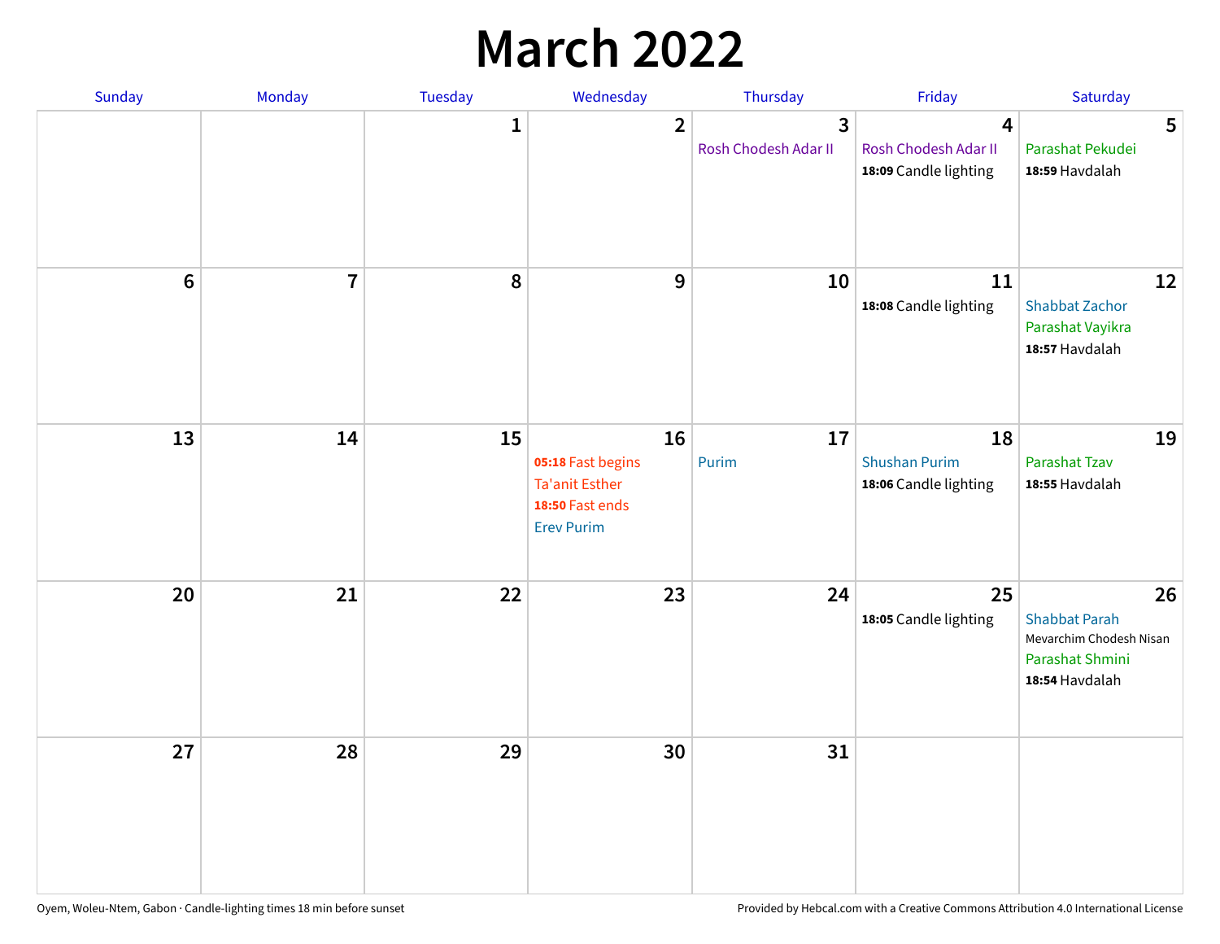# March 2022

| Sunday | Monday | Tuesday | Wednesday | Thursday | Friday | Saturday |
|---|---|---|---|---|---|---|
| | | 1 | 2 | 3<br>Rosh Chodesh Adar II | 4<br>Rosh Chodesh Adar II<br>**18:09** Candle lighting | 5<br>Parashat Pekudei<br>**18:59** Havdalah |
| 6 | 7 | 8 | 9 | 10 | 11<br>**18:08** Candle lighting | 12<br>Shabbat Zachor<br>Parashat Vayikra<br>**18:57** Havdalah |
| 13 | 14 | 15 | 16<br>**05:18** Fast begins<br>Ta'anit Esther<br>**18:50** Fast ends<br>Erev Purim | 17<br>Purim | 18<br>Shushan Purim<br>**18:06** Candle lighting | 19<br>Parashat Tzav<br>**18:55** Havdalah |
| 20 | 21 | 22 | 23 | 24 | 25<br>**18:05** Candle lighting | 26<br>Shabbat Parah<br>Mevarchim Chodesh Nisan<br>Parashat Shmini<br>**18:54** Havdalah |
| 27 | 28 | 29 | 30 | 31 | | |

Oyem, Woleu-Ntem, Gabon · Candle-lighting times 18 min before sunset

Provided by Hebcal.com with a Creative Commons Attribution 4.0 International License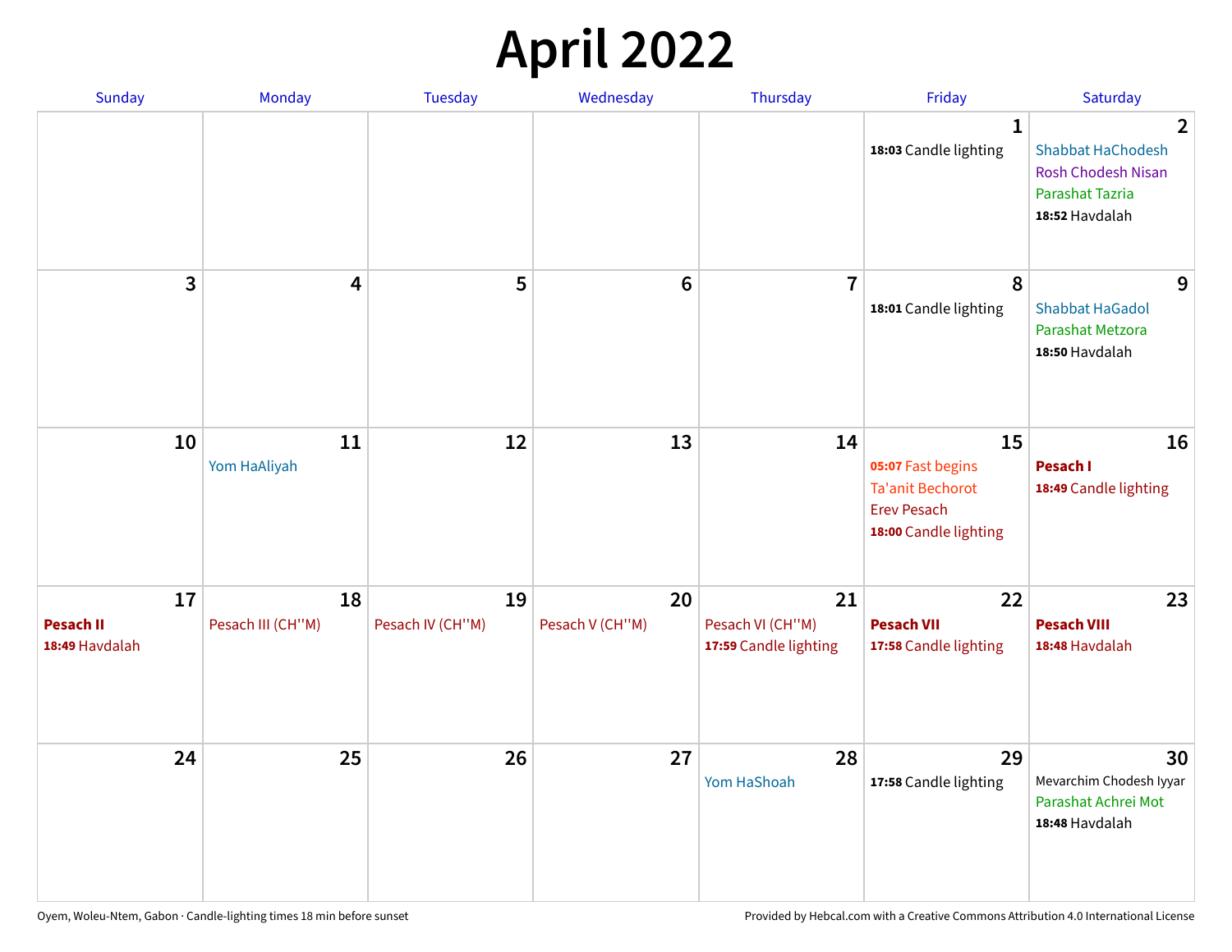# April 2022

| Sunday | Monday | Tuesday | Wednesday | Thursday | Friday | Saturday |
|---|---|---|---|---|---|---|
| | | | | | 1<br>**18:03** Candle lighting | 2<br>Shabbat HaChodesh<br>Rosh Chodesh Nisan<br>Parashat Tazria<br>**18:52** Havdalah |
| 3 | 4 | 5 | 6 | 7 | 8<br>**18:01** Candle lighting | 9<br>Shabbat HaGadol<br>Parashat Metzora<br>**18:50** Havdalah |
| 10 | 11<br>Yom HaAliyah | 12 | 13 | 14 | 15<br>**05:07** Fast begins<br>Ta'anit Bechorot<br>Erev Pesach<br>**18:00** Candle lighting | 16<br>**Pesach I**<br>**18:49** Candle lighting |
| 17<br>**Pesach II**<br>**18:49** Havdalah | 18<br>Pesach III (CH''M) | 19<br>Pesach IV (CH''M) | 20<br>Pesach V (CH''M) | 21<br>Pesach VI (CH''M)<br>**17:59** Candle lighting | 22<br>**Pesach VII**<br>**17:58** Candle lighting | 23<br>**Pesach VIII**<br>**18:48** Havdalah |
| 24 | 25 | 26 | 27 | 28<br>Yom HaShoah | 29<br>**17:58** Candle lighting | 30<br>Mevarchim Chodesh Iyyar<br>Parashat Achrei Mot<br>**18:48** Havdalah |

Oyem, Woleu-Ntem, Gabon · Candle-lighting times 18 min before sunset

Provided by Hebcal.com with a Creative Commons Attribution 4.0 International License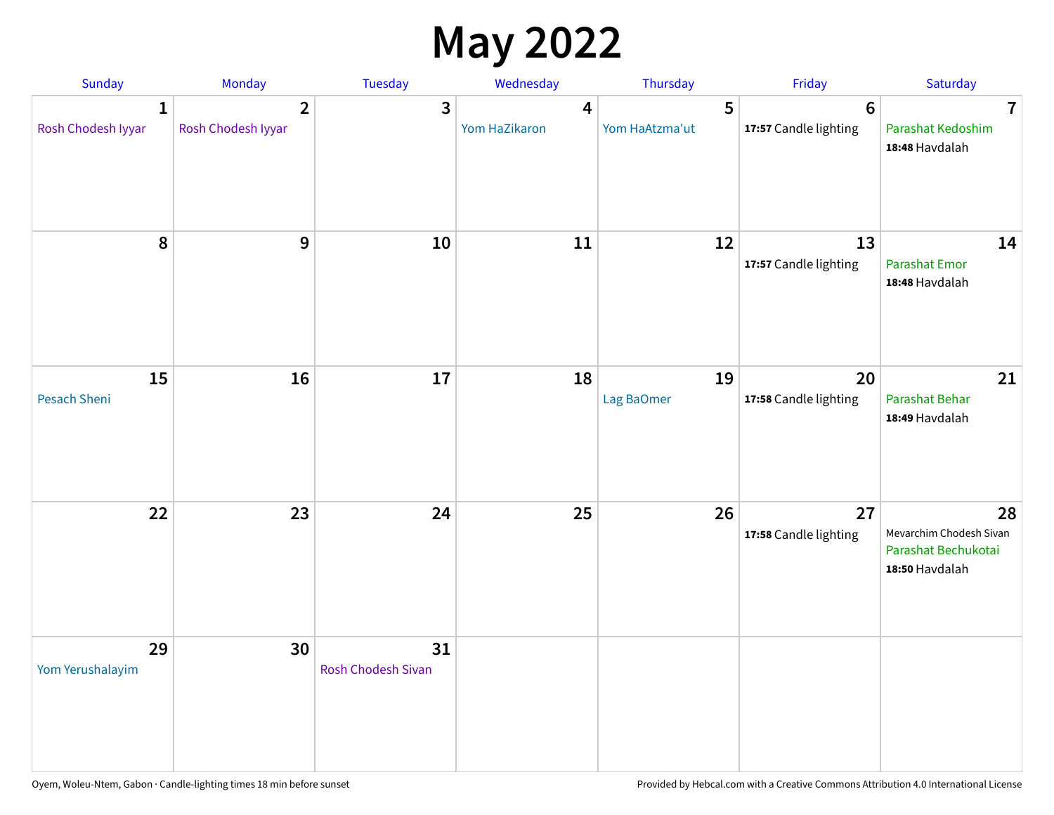# May 2022

| Sunday | Monday | Tuesday | Wednesday | Thursday | Friday | Saturday |
|---|---|---|---|---|---|---|
| 1<br>Rosh Chodesh Iyyar | 2<br>Rosh Chodesh Iyyar | 3 | 4<br>Yom HaZikaron | 5<br>Yom HaAtzma'ut | 6<br>**17:57** Candle lighting | 7<br>Parashat Kedoshim<br>**18:48** Havdalah |
| 8 | 9 | 10 | 11 | 12 | 13<br>**17:57** Candle lighting | 14<br>Parashat Emor<br>**18:48** Havdalah |
| 15<br>Pesach Sheni | 16 | 17 | 18 | 19<br>Lag BaOmer | 20<br>**17:58** Candle lighting | 21<br>Parashat Behar<br>**18:49** Havdalah |
| 22 | 23 | 24 | 25 | 26 | 27<br>**17:58** Candle lighting | 28<br>Mevarchim Chodesh Sivan<br>Parashat Bechukotai<br>**18:50** Havdalah |
| 29<br>Yom Yerushalayim | 30 | 31<br>Rosh Chodesh Sivan | | | | |

Oyem, Woleu-Ntem, Gabon · Candle-lighting times 18 min before sunset

Provided by Hebcal.com with a Creative Commons Attribution 4.0 International License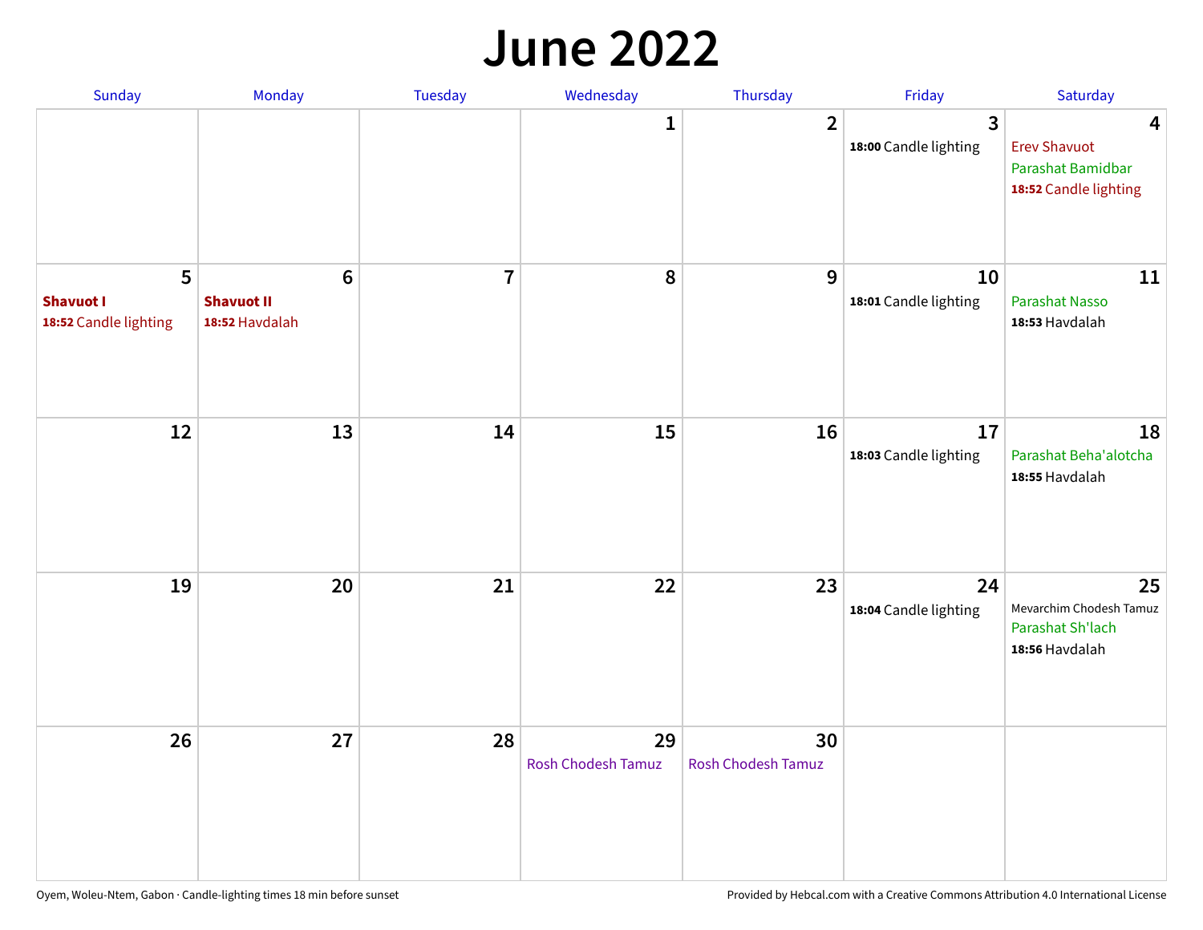# June 2022

| Sunday | Monday | Tuesday | Wednesday | Thursday | Friday | Saturday |
|---|---|---|---|---|---|---|
| | | | 1 | 2 | 3<br>**18:00** Candle lighting | 4<br>Erev Shavuot<br>Parashat Bamidbar<br>**18:52** Candle lighting |
| 5<br>**Shavuot I**<br>**18:52** Candle lighting | 6<br>**Shavuot II**<br>**18:52** Havdalah | 7 | 8 | 9 | 10<br>**18:01** Candle lighting | 11<br>Parashat Nasso<br>**18:53** Havdalah |
| 12 | 13 | 14 | 15 | 16 | 17<br>**18:03** Candle lighting | 18<br>Parashat Beha'alotcha<br>**18:55** Havdalah |
| 19 | 20 | 21 | 22 | 23 | 24<br>**18:04** Candle lighting | 25<br>Mevarchim Chodesh Tamuz<br>Parashat Sh'lach<br>**18:56** Havdalah |
| 26 | 27 | 28 | 29<br>Rosh Chodesh Tamuz | 30<br>Rosh Chodesh Tamuz | | |

Oyem, Woleu-Ntem, Gabon · Candle-lighting times 18 min before sunset

Provided by Hebcal.com with a Creative Commons Attribution 4.0 International License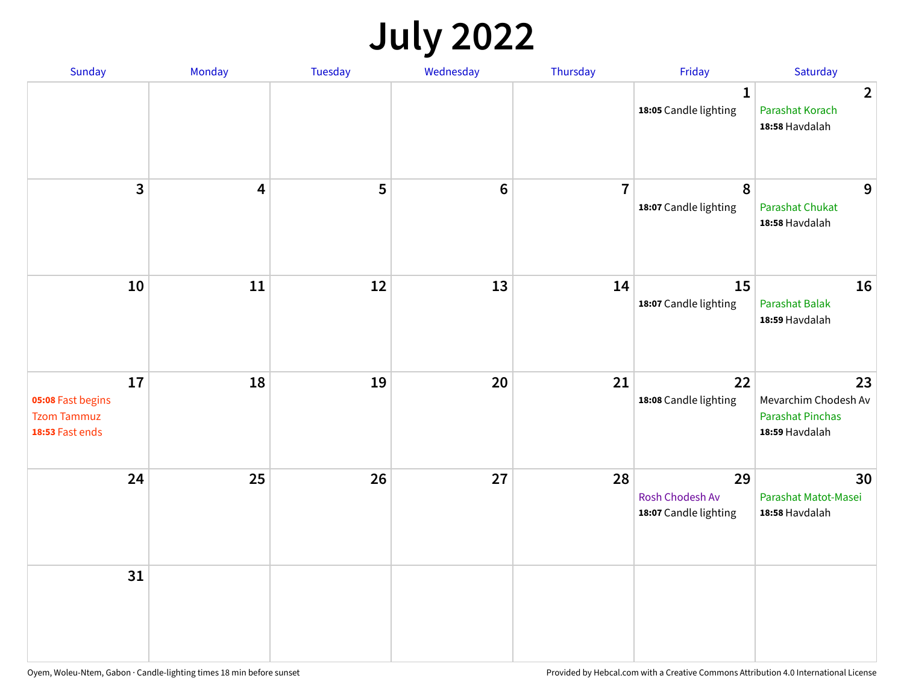# July 2022

| Sunday | Monday | Tuesday | Wednesday | Thursday | Friday | Saturday |
|---|---|---|---|---|---|---|
| | | | | | 1<br>**18:05** Candle lighting | 2<br>Parashat Korach<br>**18:58** Havdalah |
| 3 | 4 | 5 | 6 | 7 | 8<br>**18:07** Candle lighting | 9<br>Parashat Chukat<br>**18:58** Havdalah |
| 10 | 11 | 12 | 13 | 14 | 15<br>**18:07** Candle lighting | 16<br>Parashat Balak<br>**18:59** Havdalah |
| 17<br>**05:08** Fast begins<br>Tzom Tammuz<br>**18:53** Fast ends | 18 | 19 | 20 | 21 | 22<br>**18:08** Candle lighting | 23<br>Mevarchim Chodesh Av<br>Parashat Pinchas<br>**18:59** Havdalah |
| 24 | 25 | 26 | 27 | 28 | 29<br>Rosh Chodesh Av<br>**18:07** Candle lighting | 30<br>Parashat Matot-Masei<br>**18:58** Havdalah |
| 31 | | | | | | |

Oyem, Woleu-Ntem, Gabon · Candle-lighting times 18 min before sunset

Provided by Hebcal.com with a Creative Commons Attribution 4.0 International License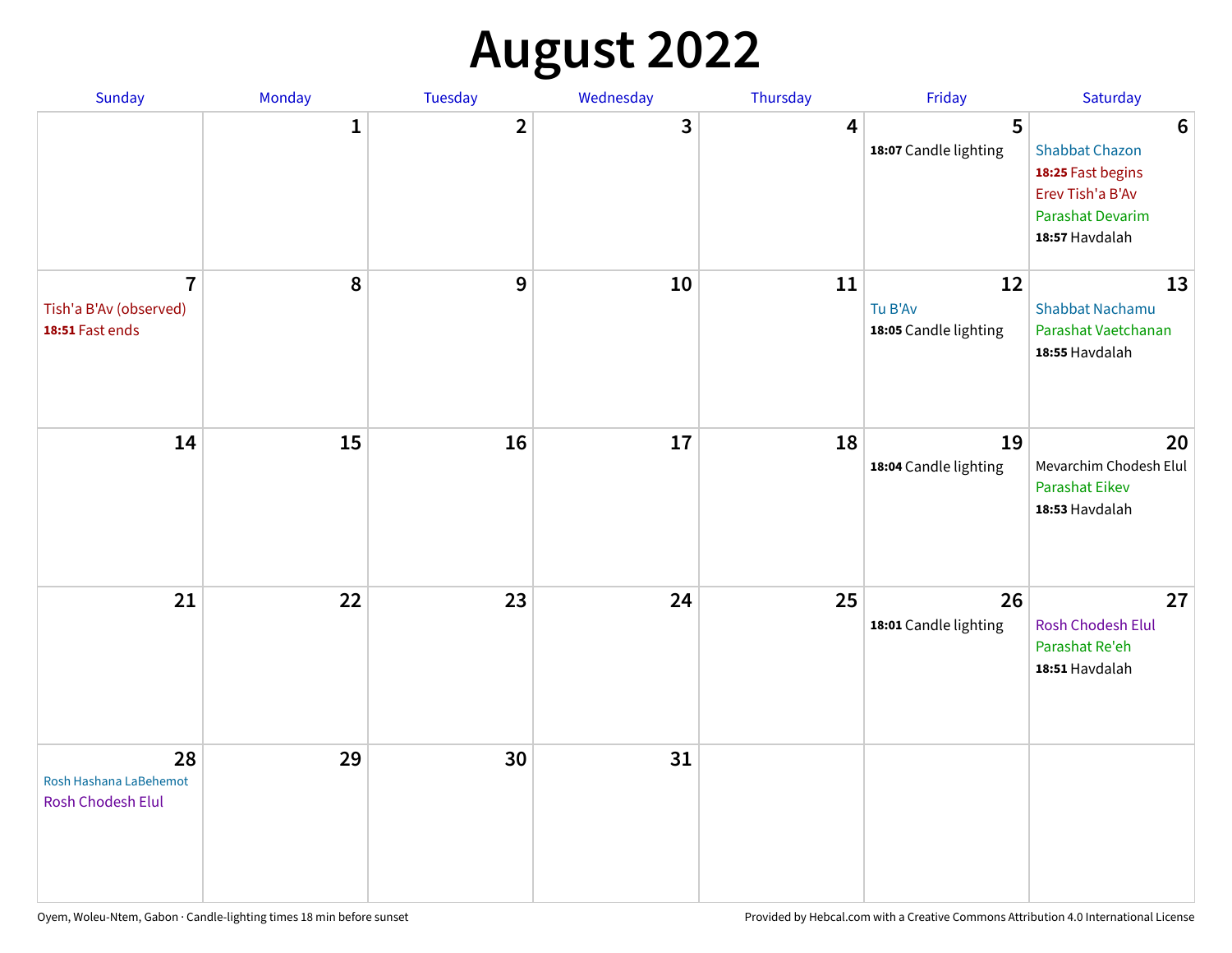# August 2022

| Sunday | Monday | Tuesday | Wednesday | Thursday | Friday | Saturday |
|---|---|---|---|---|---|---|
| | 1 | 2 | 3 | 4 | 5<br>**18:07** Candle lighting | 6<br>Shabbat Chazon<br>**18:25** Fast begins<br>Erev Tish'a B'Av<br>Parashat Devarim<br>**18:57** Havdalah |
| 7<br>Tish'a B'Av (observed)<br>**18:51** Fast ends | 8 | 9 | 10 | 11 | 12<br>Tu B'Av<br>**18:05** Candle lighting | 13<br>Shabbat Nachamu<br>Parashat Vaetchanan<br>**18:55** Havdalah |
| 14 | 15 | 16 | 17 | 18 | 19<br>**18:04** Candle lighting | 20<br>Mevarchim Chodesh Elul<br>Parashat Eikev<br>**18:53** Havdalah |
| 21 | 22 | 23 | 24 | 25 | 26<br>**18:01** Candle lighting | 27<br>Rosh Chodesh Elul<br>Parashat Re'eh<br>**18:51** Havdalah |
| 28<br>Rosh Hashana LaBehemot<br>Rosh Chodesh Elul | 29 | 30 | 31 | | | |

Oyem, Woleu-Ntem, Gabon · Candle-lighting times 18 min before sunset

Provided by Hebcal.com with a Creative Commons Attribution 4.0 International License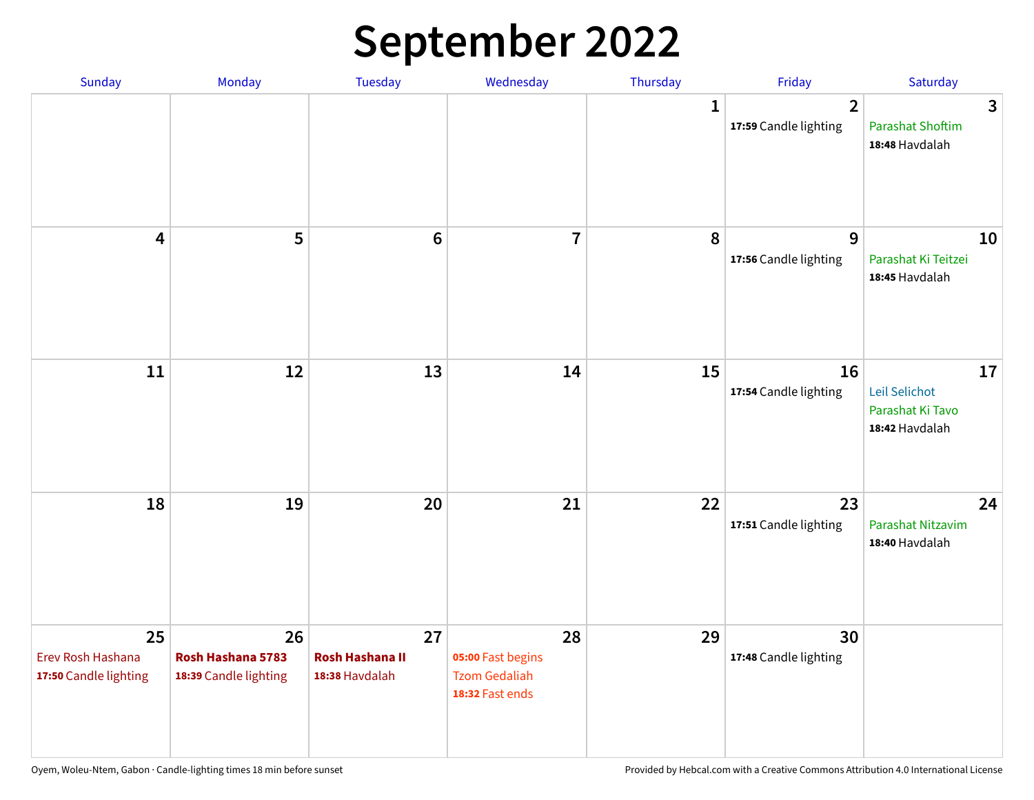# September 2022

| Sunday | Monday | Tuesday | Wednesday | Thursday | Friday | Saturday |
|---|---|---|---|---|---|---|
| | | | | 1 | 2<br>**17:59** Candle lighting | 3<br>Parashat Shoftim<br>**18:48** Havdalah |
| 4 | 5 | 6 | 7 | 8 | 9<br>**17:56** Candle lighting | 10<br>Parashat Ki Teitzei<br>**18:45** Havdalah |
| 11 | 12 | 13 | 14 | 15 | 16<br>**17:54** Candle lighting | 17<br>Leil Selichot<br>Parashat Ki Tavo<br>**18:42** Havdalah |
| 18 | 19 | 20 | 21 | 22 | 23<br>**17:51** Candle lighting | 24<br>Parashat Nitzavim<br>**18:40** Havdalah |
| 25<br>Erev Rosh Hashana<br>**17:50** Candle lighting | 26<br>**Rosh Hashana 5783**<br>**18:39** Candle lighting | 27<br>**Rosh Hashana II**<br>**18:38** Havdalah | 28<br>**05:00** Fast begins<br>Tzom Gedaliah<br>**18:32** Fast ends | 29 | 30<br>**17:48** Candle lighting | |

Oyem, Woleu-Ntem, Gabon · Candle-lighting times 18 min before sunset

Provided by Hebcal.com with a Creative Commons Attribution 4.0 International License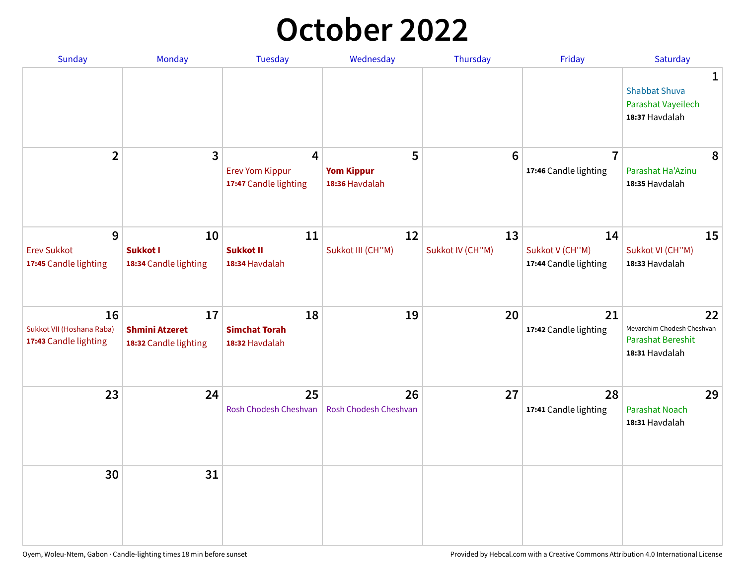# October 2022

| Sunday | Monday | Tuesday | Wednesday | Thursday | Friday | Saturday |
|---|---|---|---|---|---|---|
| | | | | | | **1** Shabbat Shuva Parashat Vayeilech **18:37** Havdalah |
| **2** | **3** | **4** Erev Yom Kippur **17:47** Candle lighting | **5** **Yom Kippur** **18:36** Havdalah | **6** | **7** **17:46** Candle lighting | **8** Parashat Ha'Azinu **18:35** Havdalah |
| **9** Erev Sukkot **17:45** Candle lighting | **10** **Sukkot I** **18:34** Candle lighting | **11** **Sukkot II** **18:34** Havdalah | **12** Sukkot III (CH''M) | **13** Sukkot IV (CH''M) | **14** Sukkot V (CH''M) **17:44** Candle lighting | **15** Sukkot VI (CH''M) **18:33** Havdalah |
| **16** Sukkot VII (Hoshana Raba) **17:43** Candle lighting | **17** **Shmini Atzeret** **18:32** Candle lighting | **18** **Simchat Torah** **18:32** Havdalah | **19** | **20** | **21** **17:42** Candle lighting | **22** Mevarchim Chodesh Cheshvan Parashat Bereshit **18:31** Havdalah |
| **23** | **24** | **25** Rosh Chodesh Cheshvan | **26** Rosh Chodesh Cheshvan | **27** | **28** **17:41** Candle lighting | **29** Parashat Noach **18:31** Havdalah |
| **30** | **31** | | | | | |

Oyem, Woleu-Ntem, Gabon · Candle-lighting times 18 min before sunset

Provided by Hebcal.com with a Creative Commons Attribution 4.0 International License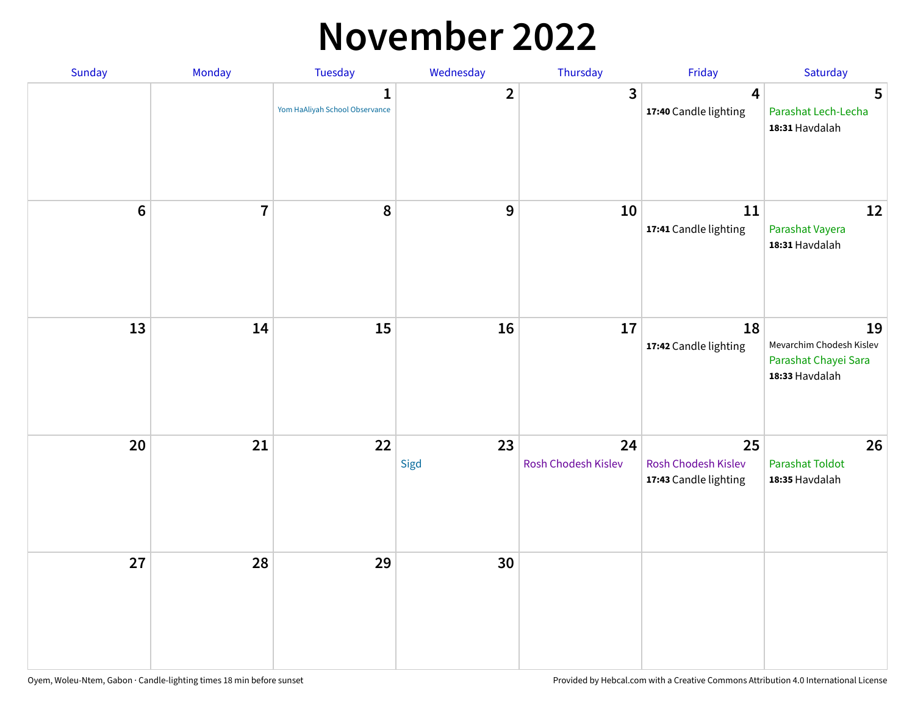# November 2022

| Sunday | Monday | Tuesday | Wednesday | Thursday | Friday | Saturday |
|---|---|---|---|---|---|---|
| | | **1** Yom HaAliyah School Observance | **2** | **3** | **4** **17:40** Candle lighting | **5** Parashat Lech-Lecha **18:31** Havdalah |
| **6** | **7** | **8** | **9** | **10** | **11** **17:41** Candle lighting | **12** Parashat Vayera **18:31** Havdalah |
| **13** | **14** | **15** | **16** | **17** | **18** **17:42** Candle lighting | **19** Mevarchim Chodesh Kislev Parashat Chayei Sara **18:33** Havdalah |
| **20** | **21** | **22** | **23** Sigd | **24** Rosh Chodesh Kislev | **25** Rosh Chodesh Kislev **17:43** Candle lighting | **26** Parashat Toldot **18:35** Havdalah |
| **27** | **28** | **29** | **30** | | | |

Oyem, Woleu-Ntem, Gabon · Candle-lighting times 18 min before sunset

Provided by Hebcal.com with a Creative Commons Attribution 4.0 International License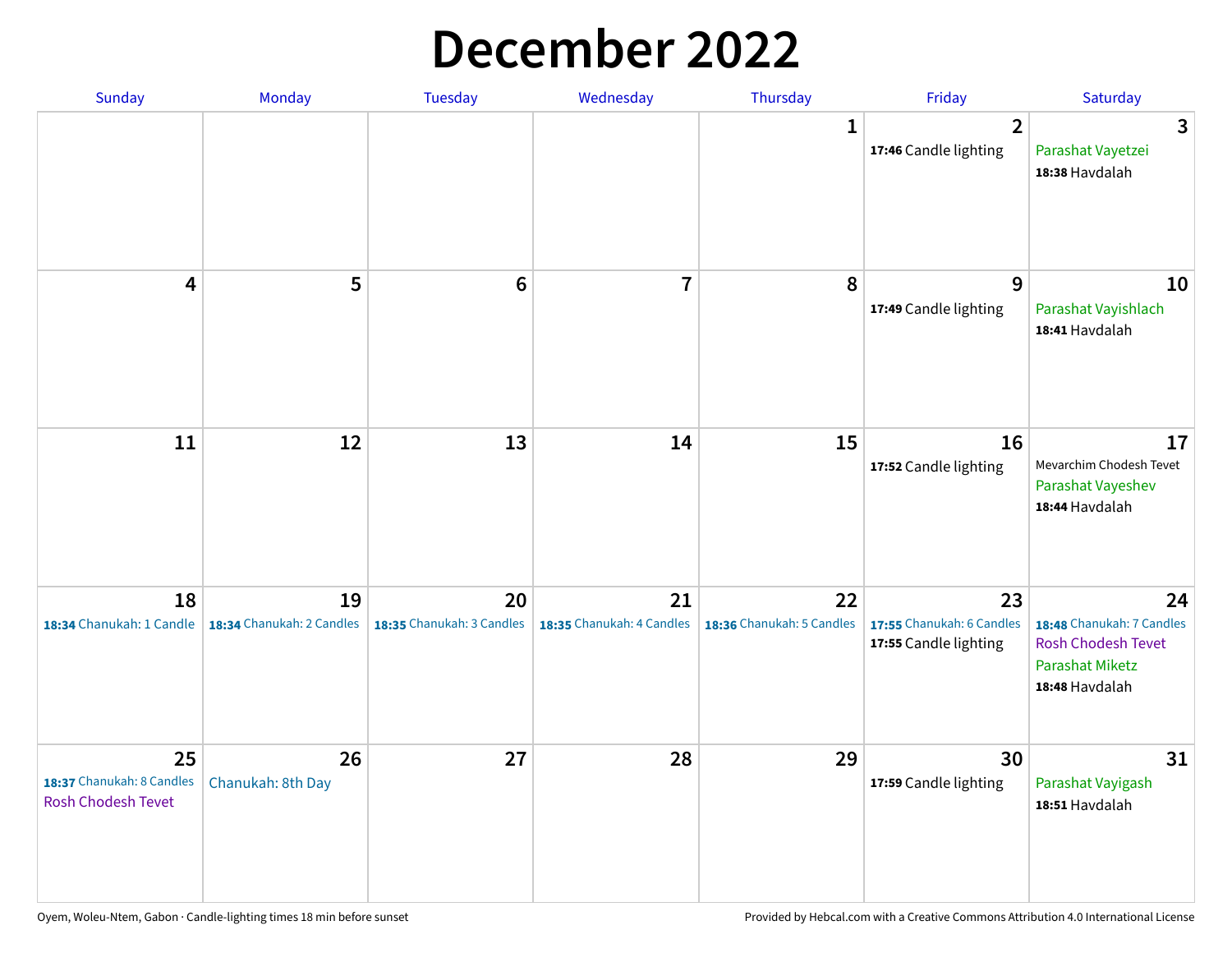# December 2022

| Sunday | Monday | Tuesday | Wednesday | Thursday | Friday | Saturday |
|---|---|---|---|---|---|---|
| | | | | 1 | 2<br>**17:46** Candle lighting | 3<br>Parashat Vayetzei<br>**18:38** Havdalah |
| 4 | 5 | 6 | 7 | 8 | 9<br>**17:49** Candle lighting | 10<br>Parashat Vayishlach<br>**18:41** Havdalah |
| 11 | 12 | 13 | 14 | 15 | 16<br>**17:52** Candle lighting | 17<br>Mevarchim Chodesh Tevet<br>Parashat Vayeshev<br>**18:44** Havdalah |
| 18<br>**18:34** Chanukah: 1 Candle | 19<br>**18:34** Chanukah: 2 Candles | 20<br>**18:35** Chanukah: 3 Candles | 21<br>**18:35** Chanukah: 4 Candles | 22<br>**18:36** Chanukah: 5 Candles | 23<br>**17:55** Chanukah: 6 Candles<br>**17:55** Candle lighting | 24<br>**18:48** Chanukah: 7 Candles<br>Rosh Chodesh Tevet<br>Parashat Miketz<br>**18:48** Havdalah |
| 25<br>**18:37** Chanukah: 8 Candles<br>Rosh Chodesh Tevet | 26<br>Chanukah: 8th Day | 27 | 28 | 29 | 30<br>**17:59** Candle lighting | 31<br>Parashat Vayigash<br>**18:51** Havdalah |

Oyem, Woleu-Ntem, Gabon · Candle-lighting times 18 min before sunset

Provided by Hebcal.com with a Creative Commons Attribution 4.0 International License